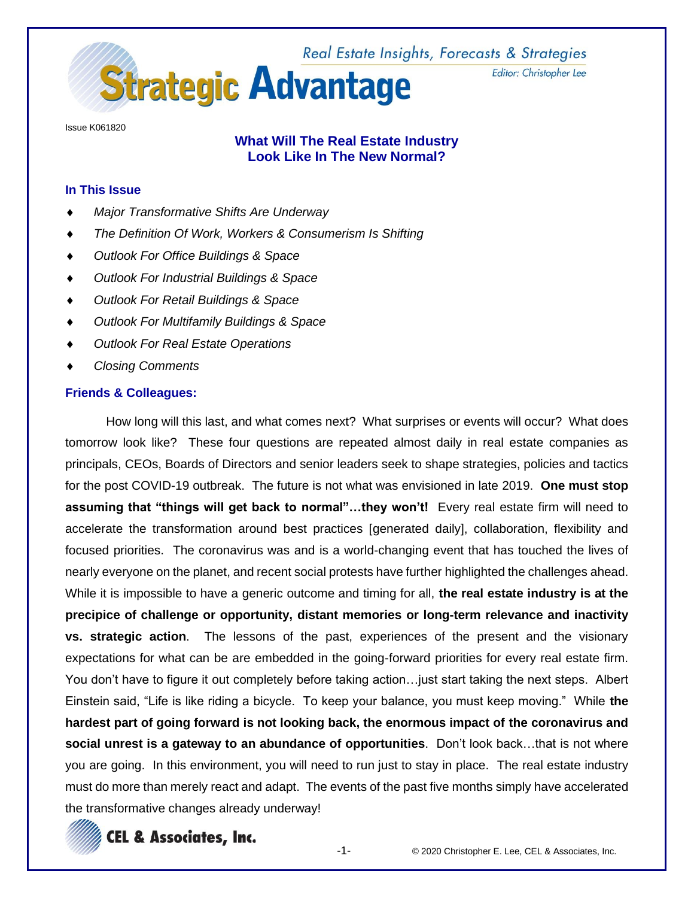# Strategic Advantage

Real Estate Insights, Forecasts & Strategies

Editor: Christopher Lee

Issue K061820

## What Will The Real Estate Industry Look Like In The New Normal?

### In This Issue

- *Major Transformative Shifts Are Underway*
- *The Definition Of Work, Workers & Consumerism Is Shifting*
- *Outlook For Office Buildings & Space*
- *Outlook For Industrial Buildings & Space*
- *Outlook For Retail Buildings & Space*
- *Outlook For Multifamily Buildings & Space*
- *Outlook For Real Estate Operations*
- *Closing Comments*

### Friends & Colleagues:

How long will this last, and what comes next? What surprises or events will occur? What does tomorrow look like? These four questions are repeated almost daily in real estate companies as principals, CEOs, Boards of Directors and senior leaders seek to shape strategies, policies and tactics for the post COVID-19 outbreak. The future is not what was envisioned in late 2019. **One must stop assuming that "things will get back to normal"…they won't!** Every real estate firm will need to accelerate the transformation around best practices [generated daily], collaboration, flexibility and focused priorities. The coronavirus was and is a world-changing event that has touched the lives of nearly everyone on the planet, and recent social protests have further highlighted the challenges ahead. While it is impossible to have a generic outcome and timing for all, **the real estate industry is at the precipice of challenge or opportunity, distant memories or long-term relevance and inactivity vs. strategic action**. The lessons of the past, experiences of the present and the visionary expectations for what can be are embedded in the going-forward priorities for every real estate firm. You don't have to figure it out completely before taking action…just start taking the next steps. Albert Einstein said, "Life is like riding a bicycle. To keep your balance, you must keep moving." While **the hardest part of going forward is not looking back, the enormous impact of the coronavirus and social unrest is a gateway to an abundance of opportunities**. Don't look back…that is not where you are going. In this environment, you will need to run just to stay in place. The real estate industry must do more than merely react and adapt. The events of the past five months simply have accelerated the transformative changes already underway!

CEL & Associates, Inc.

© 2020 Christopher E. Lee, CEL & Associates, Inc.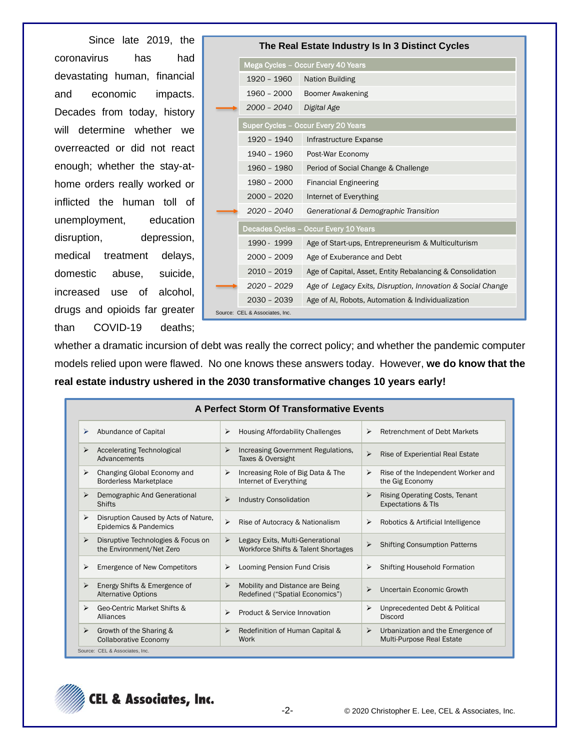Since late 2019, the coronavirus has had devastating human, financial and economic impacts. Decades from today, history will determine whether we overreacted or did not react enough; whether the stay-at-home orders really worked or inflicted the human toll of unemployment, education disruption, depression, medical treatment delays, domestic abuse, suicide, increased use of alcohol, drugs and opioids far greater than COVID-19 deaths; whether a dramatic incursion of debt was really the correct policy; and whether the pandemic computer models relied upon were flawed. No one knows these answers today. However, **we do know that the real estate industry ushered in the 2030 transformative changes 10 years early!**

**The Real Estate Industry Is In 3 Distinct Cycles**

| | Period | Description |
|---|---|---|
| | **Mega Cycles – Occur Every 40 Years** | |
| | 1920 – 1960 | Nation Building |
| | 1960 – 2000 | Boomer Awakening |
| → | *2000 – 2040* | *Digital Age* |
| | **Super Cycles – Occur Every 20 Years** | |
| | 1920 – 1940 | Infrastructure Expanse |
| | 1940 – 1960 | Post-War Economy |
| | 1960 – 1980 | Period of Social Change & Challenge |
| | 1980 – 2000 | Financial Engineering |
| | 2000 – 2020 | Internet of Everything |
| → | *2020 – 2040* | *Generational & Demographic Transition* |
| | **Decades Cycles – Occur Every 10 Years** | |
| | 1990 - 1999 | Age of Start-ups, Entrepreneurism & Multiculturism |
| | 2000 – 2009 | Age of Exuberance and Debt |
| | 2010 – 2019 | Age of Capital, Asset, Entity Rebalancing & Consolidation |
| → | *2020 – 2029* | *Age of Legacy Exits, Disruption, Innovation & Social Change* |
| | 2030 – 2039 | Age of AI, Robots, Automation & Individualization |

Source: CEL & Associates, Inc.

**A Perfect Storm Of Transformative Events**

| | | |
|---|---|---|
| ➢ Abundance of Capital | ➢ Housing Affordability Challenges | ➢ Retrenchment of Debt Markets |
| ➢ Accelerating Technological Advancements | ➢ Increasing Government Regulations, Taxes & Oversight | ➢ Rise of Experiential Real Estate |
| ➢ Changing Global Economy and Borderless Marketplace | ➢ Increasing Role of Big Data & The Internet of Everything | ➢ Rise of the Independent Worker and the Gig Economy |
| ➢ Demographic And Generational Shifts | ➢ Industry Consolidation | ➢ Rising Operating Costs, Tenant Expectations & TIs |
| ➢ Disruption Caused by Acts of Nature, Epidemics & Pandemics | ➢ Rise of Autocracy & Nationalism | ➢ Robotics & Artificial Intelligence |
| ➢ Disruptive Technologies & Focus on the Environment/Net Zero | ➢ Legacy Exits, Multi-Generational Workforce Shifts & Talent Shortages | ➢ Shifting Consumption Patterns |
| ➢ Emergence of New Competitors | ➢ Looming Pension Fund Crisis | ➢ Shifting Household Formation |
| ➢ Energy Shifts & Emergence of Alternative Options | ➢ Mobility and Distance are Being Redefined ("Spatial Economics") | ➢ Uncertain Economic Growth |
| ➢ Geo-Centric Market Shifts & Alliances | ➢ Product & Service Innovation | ➢ Unprecedented Debt & Political Discord |
| ➢ Growth of the Sharing & Collaborative Economy | ➢ Redefinition of Human Capital & Work | ➢ Urbanization and the Emergence of Multi-Purpose Real Estate |

Source: CEL & Associates, Inc.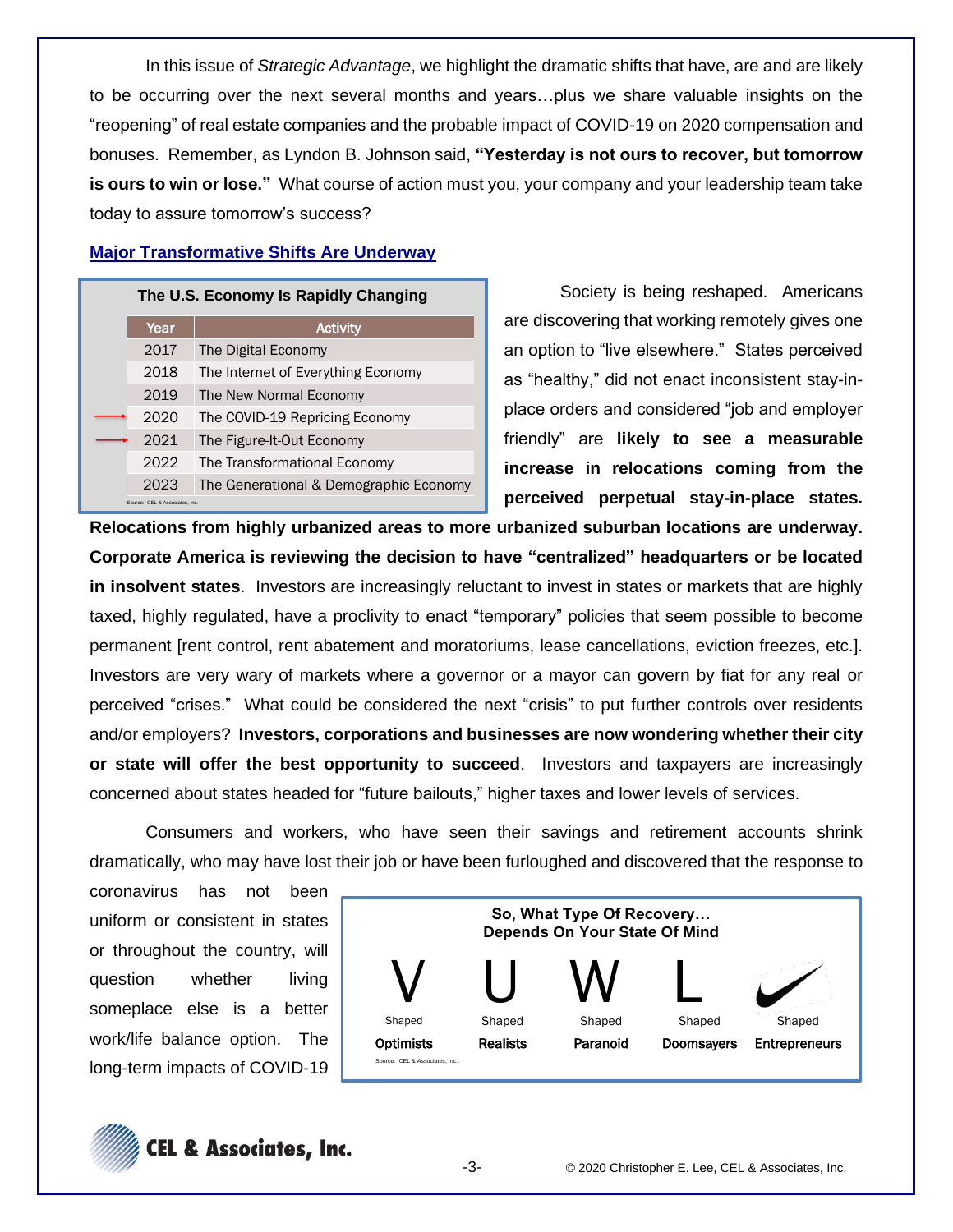In this issue of *Strategic Advantage*, we highlight the dramatic shifts that have, are and are likely to be occurring over the next several months and years…plus we share valuable insights on the "reopening" of real estate companies and the probable impact of COVID-19 on 2020 compensation and bonuses. Remember, as Lyndon B. Johnson said, **"Yesterday is not ours to recover, but tomorrow is ours to win or lose."** What course of action must you, your company and your leadership team take today to assure tomorrow's success?

## Major Transformative Shifts Are Underway

**The U.S. Economy Is Rapidly Changing**

| Year | Activity |
|---|---|
| 2017 | The Digital Economy |
| 2018 | The Internet of Everything Economy |
| 2019 | The New Normal Economy |
| 2020 | The COVID-19 Repricing Economy |
| 2021 | The Figure-It-Out Economy |
| 2022 | The Transformational Economy |
| 2023 | The Generational & Demographic Economy |

Source: CEL & Associates, Inc.

Society is being reshaped. Americans are discovering that working remotely gives one an option to "live elsewhere." States perceived as "healthy," did not enact inconsistent stay-in-place orders and considered "job and employer friendly" are **likely to see a measurable increase in relocations coming from the perceived perpetual stay-in-place states. Relocations from highly urbanized areas to more urbanized suburban locations are underway. Corporate America is reviewing the decision to have "centralized" headquarters or be located in insolvent states**. Investors are increasingly reluctant to invest in states or markets that are highly taxed, highly regulated, have a proclivity to enact "temporary" policies that seem possible to become permanent [rent control, rent abatement and moratoriums, lease cancellations, eviction freezes, etc.]. Investors are very wary of markets where a governor or a mayor can govern by fiat for any real or perceived "crises." What could be considered the next "crisis" to put further controls over residents and/or employers? **Investors, corporations and businesses are now wondering whether their city or state will offer the best opportunity to succeed**. Investors and taxpayers are increasingly concerned about states headed for "future bailouts," higher taxes and lower levels of services.

Consumers and workers, who have seen their savings and retirement accounts shrink dramatically, who may have lost their job or have been furloughed and discovered that the response to coronavirus has not been uniform or consistent in states or throughout the country, will question whether living someplace else is a better work/life balance option. The long-term impacts of COVID-19

**So, What Type Of Recovery… Depends On Your State Of Mind**

| V Shaped | U Shaped | W Shaped | L Shaped | Swoosh Shaped |
|---|---|---|---|---|
| **Optimists** | **Realists** | **Paranoid** | **Doomsayers** | **Entrepreneurs** |

Source: CEL & Associates, Inc.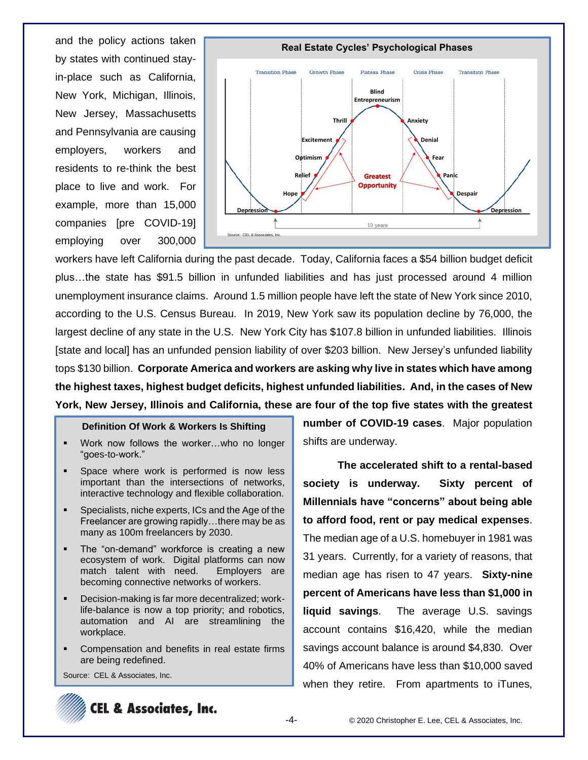and the policy actions taken by states with continued stay-in-place such as California, New York, Michigan, Illinois, New Jersey, Massachusetts and Pennsylvania are causing employers, workers and residents to re-think the best place to live and work. For example, more than 15,000 companies [pre COVID-19] employing over 300,000 workers have left California during the past decade. Today, California faces a $54 billion budget deficit plus…the state has $91.5 billion in unfunded liabilities and has just processed around 4 million unemployment insurance claims. Around 1.5 million people have left the state of New York since 2010, according to the U.S. Census Bureau. In 2019, New York saw its population decline by 76,000, the largest decline of any state in the U.S. New York City has $107.8 billion in unfunded liabilities. Illinois [state and local] has an unfunded pension liability of over $203 billion. New Jersey's unfunded liability tops $130 billion. **Corporate America and workers are asking why live in states which have among the highest taxes, highest budget deficits, highest unfunded liabilities. And, in the cases of New York, New Jersey, Illinois and California, these are four of the top five states with the greatest number of COVID-19 cases**. Major population shifts are underway.

**Real Estate Cycles' Psychological Phases**

Transition Phase | Growth Phase | Plateau Phase | Crisis Phase | Transition Phase

Depression, Hope, Relief, Optimism, Excitement, Thrill, Blind Entrepreneurism, Anxiety, Denial, Fear, Panic, Despair, Depression

Greatest Opportunity

10 years

Source: CEL & Associates, Inc.

**Definition Of Work & Workers Is Shifting**

- Work now follows the worker…who no longer "goes-to-work."
- Space where work is performed is now less important than the intersections of networks, interactive technology and flexible collaboration.
- Specialists, niche experts, ICs and the Age of the Freelancer are growing rapidly…there may be as many as 100m freelancers by 2030.
- The "on-demand" workforce is creating a new ecosystem of work. Digital platforms can now match talent with need. Employers are becoming connective networks of workers.
- Decision-making is far more decentralized; work-life-balance is now a top priority; and robotics, automation and AI are streamlining the workplace.
- Compensation and benefits in real estate firms are being redefined.

Source: CEL & Associates, Inc.

**The accelerated shift to a rental-based society is underway. Sixty percent of Millennials have "concerns" about being able to afford food, rent or pay medical expenses**. The median age of a U.S. homebuyer in 1981 was 31 years. Currently, for a variety of reasons, that median age has risen to 47 years. **Sixty-nine percent of Americans have less than $1,000 in liquid savings**. The average U.S. savings account contains $16,420, while the median savings account balance is around $4,830. Over 40% of Americans have less than $10,000 saved when they retire. From apartments to iTunes,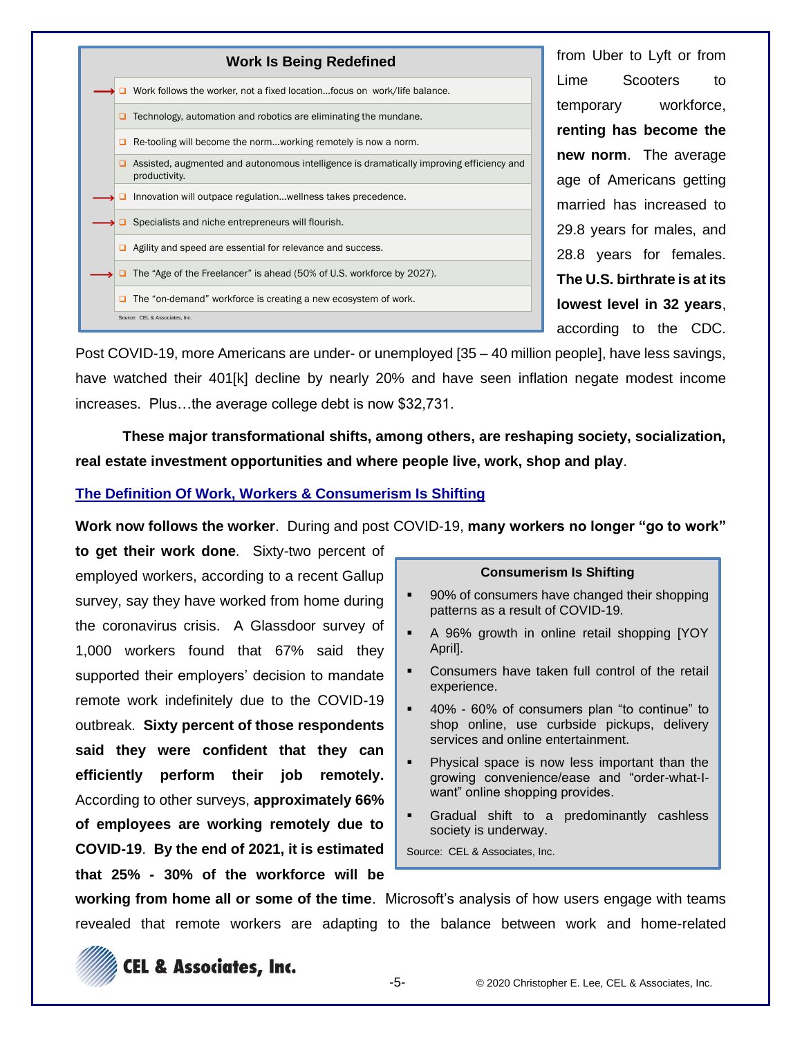**Work Is Being Redefined**

- Work follows the worker, not a fixed location…focus on work/life balance.
- Technology, automation and robotics are eliminating the mundane.
- Re-tooling will become the norm…working remotely is now a norm.
- Assisted, augmented and autonomous intelligence is dramatically improving efficiency and productivity.
- Innovation will outpace regulation…wellness takes precedence.
- Specialists and niche entrepreneurs will flourish.
- Agility and speed are essential for relevance and success.
- The "Age of the Freelancer" is ahead (50% of U.S. workforce by 2027).
- The "on-demand" workforce is creating a new ecosystem of work.

Source: CEL & Associates, Inc.

from Uber to Lyft or from Lime Scooters to temporary workforce, **renting has become the new norm**. The average age of Americans getting married has increased to 29.8 years for males, and 28.8 years for females. **The U.S. birthrate is at its lowest level in 32 years**, according to the CDC. Post COVID-19, more Americans are under- or unemployed [35 – 40 million people], have less savings, have watched their 401[k] decline by nearly 20% and have seen inflation negate modest income increases. Plus…the average college debt is now $32,731.

**These major transformational shifts, among others, are reshaping society, socialization, real estate investment opportunities and where people live, work, shop and play**.

## The Definition Of Work, Workers & Consumerism Is Shifting

**Work now follows the worker**. During and post COVID-19, **many workers no longer "go to work" to get their work done**. Sixty-two percent of employed workers, according to a recent Gallup survey, say they have worked from home during the coronavirus crisis. A Glassdoor survey of 1,000 workers found that 67% said they supported their employers' decision to mandate remote work indefinitely due to the COVID-19 outbreak. **Sixty percent of those respondents said they were confident that they can efficiently perform their job remotely.** According to other surveys, **approximately 66% of employees are working remotely due to COVID-19**. **By the end of 2021, it is estimated that 25% - 30% of the workforce will be working from home all or some of the time**. Microsoft's analysis of how users engage with teams revealed that remote workers are adapting to the balance between work and home-related

**Consumerism Is Shifting**

- 90% of consumers have changed their shopping patterns as a result of COVID-19.
- A 96% growth in online retail shopping [YOY April].
- Consumers have taken full control of the retail experience.
- 40% - 60% of consumers plan "to continue" to shop online, use curbside pickups, delivery services and online entertainment.
- Physical space is now less important than the growing convenience/ease and "order-what-I-want" online shopping provides.
- Gradual shift to a predominantly cashless society is underway.

Source: CEL & Associates, Inc.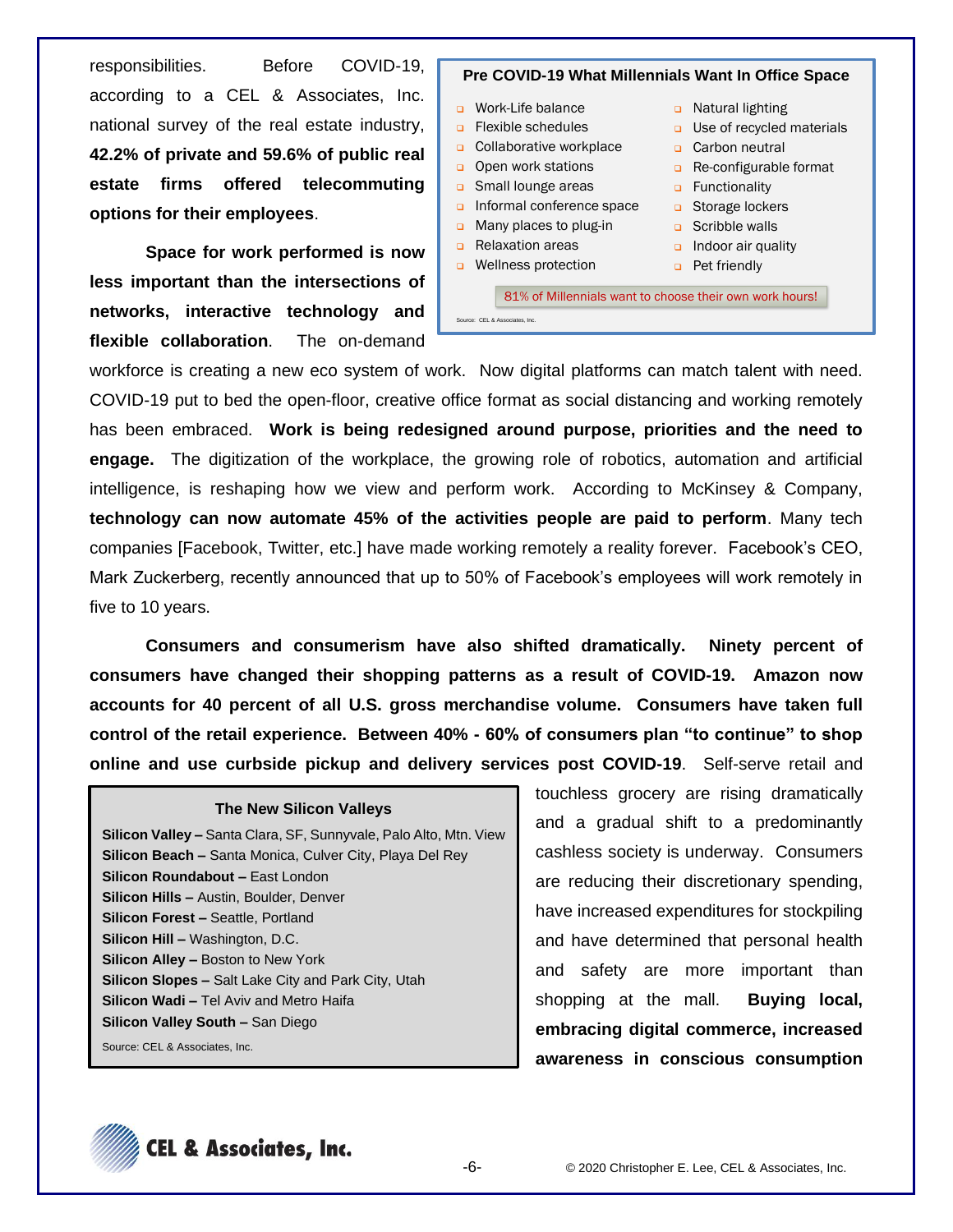responsibilities. Before COVID-19, according to a CEL & Associates, Inc. national survey of the real estate industry, **42.2% of private and 59.6% of public real estate firms offered telecommuting options for their employees**.

**Pre COVID-19 What Millennials Want In Office Space**

- Work-Life balance
- Flexible schedules
- Collaborative workplace
- Open work stations
- Small lounge areas
- Informal conference space
- Many places to plug-in
- Relaxation areas
- Wellness protection
- Natural lighting
- Use of recycled materials
- Carbon neutral
- Re-configurable format
- Functionality
- Storage lockers
- Scribble walls
- Indoor air quality
- Pet friendly

81% of Millennials want to choose their own work hours!

Source: CEL & Associates, Inc.

**Space for work performed is now less important than the intersections of networks, interactive technology and flexible collaboration**. The on-demand workforce is creating a new eco system of work. Now digital platforms can match talent with need. COVID-19 put to bed the open-floor, creative office format as social distancing and working remotely has been embraced. **Work is being redesigned around purpose, priorities and the need to engage.** The digitization of the workplace, the growing role of robotics, automation and artificial intelligence, is reshaping how we view and perform work. According to McKinsey & Company, **technology can now automate 45% of the activities people are paid to perform**. Many tech companies [Facebook, Twitter, etc.] have made working remotely a reality forever. Facebook's CEO, Mark Zuckerberg, recently announced that up to 50% of Facebook's employees will work remotely in five to 10 years.

**Consumers and consumerism have also shifted dramatically. Ninety percent of consumers have changed their shopping patterns as a result of COVID-19. Amazon now accounts for 40 percent of all U.S. gross merchandise volume. Consumers have taken full control of the retail experience. Between 40% - 60% of consumers plan "to continue" to shop online and use curbside pickup and delivery services post COVID-19**. Self-serve retail and touchless grocery are rising dramatically and a gradual shift to a predominantly cashless society is underway. Consumers are reducing their discretionary spending, have increased expenditures for stockpiling and have determined that personal health and safety are more important than shopping at the mall. **Buying local, embracing digital commerce, increased awareness in conscious consumption**

**The New Silicon Valleys**

**Silicon Valley –** Santa Clara, SF, Sunnyvale, Palo Alto, Mtn. View
**Silicon Beach –** Santa Monica, Culver City, Playa Del Rey
**Silicon Roundabout –** East London
**Silicon Hills –** Austin, Boulder, Denver
**Silicon Forest –** Seattle, Portland
**Silicon Hill –** Washington, D.C.
**Silicon Alley –** Boston to New York
**Silicon Slopes –** Salt Lake City and Park City, Utah
**Silicon Wadi –** Tel Aviv and Metro Haifa
**Silicon Valley South –** San Diego

Source: CEL & Associates, Inc.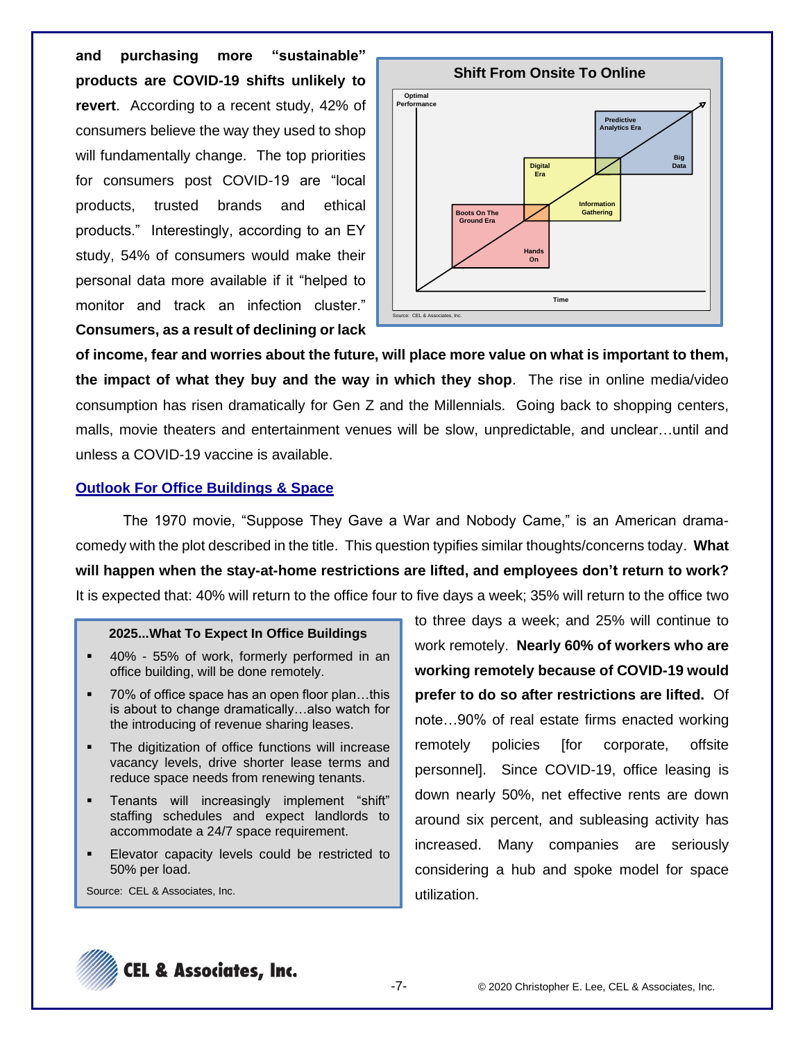**and purchasing more "sustainable" products are COVID-19 shifts unlikely to revert**. According to a recent study, 42% of consumers believe the way they used to shop will fundamentally change. The top priorities for consumers post COVID-19 are "local products, trusted brands and ethical products." Interestingly, according to an EY study, 54% of consumers would make their personal data more available if it "helped to monitor and track an infection cluster." **Consumers, as a result of declining or lack of income, fear and worries about the future, will place more value on what is important to them, the impact of what they buy and the way in which they shop**. The rise in online media/video consumption has risen dramatically for Gen Z and the Millennials. Going back to shopping centers, malls, movie theaters and entertainment venues will be slow, unpredictable, and unclear…until and unless a COVID-19 vaccine is available.

**Shift From Onsite To Online**

Optimal Performance

Predictive Analytics Era

Big Data

Digital Era

Information Gathering

Boots On The Ground Era

Hands On

Time

Source: CEL & Associates, Inc.

## Outlook For Office Buildings & Space

The 1970 movie, "Suppose They Gave a War and Nobody Came," is an American drama-comedy with the plot described in the title. This question typifies similar thoughts/concerns today. **What will happen when the stay-at-home restrictions are lifted, and employees don't return to work?** It is expected that: 40% will return to the office four to five days a week; 35% will return to the office two to three days a week; and 25% will continue to work remotely. **Nearly 60% of workers who are working remotely because of COVID-19 would prefer to do so after restrictions are lifted.** Of note…90% of real estate firms enacted working remotely policies [for corporate, offsite personnel]. Since COVID-19, office leasing is down nearly 50%, net effective rents are down around six percent, and subleasing activity has increased. Many companies are seriously considering a hub and spoke model for space utilization.

**2025...What To Expect In Office Buildings**

- 40% - 55% of work, formerly performed in an office building, will be done remotely.
- 70% of office space has an open floor plan…this is about to change dramatically…also watch for the introducing of revenue sharing leases.
- The digitization of office functions will increase vacancy levels, drive shorter lease terms and reduce space needs from renewing tenants.
- Tenants will increasingly implement "shift" staffing schedules and expect landlords to accommodate a 24/7 space requirement.
- Elevator capacity levels could be restricted to 50% per load.

Source: CEL & Associates, Inc.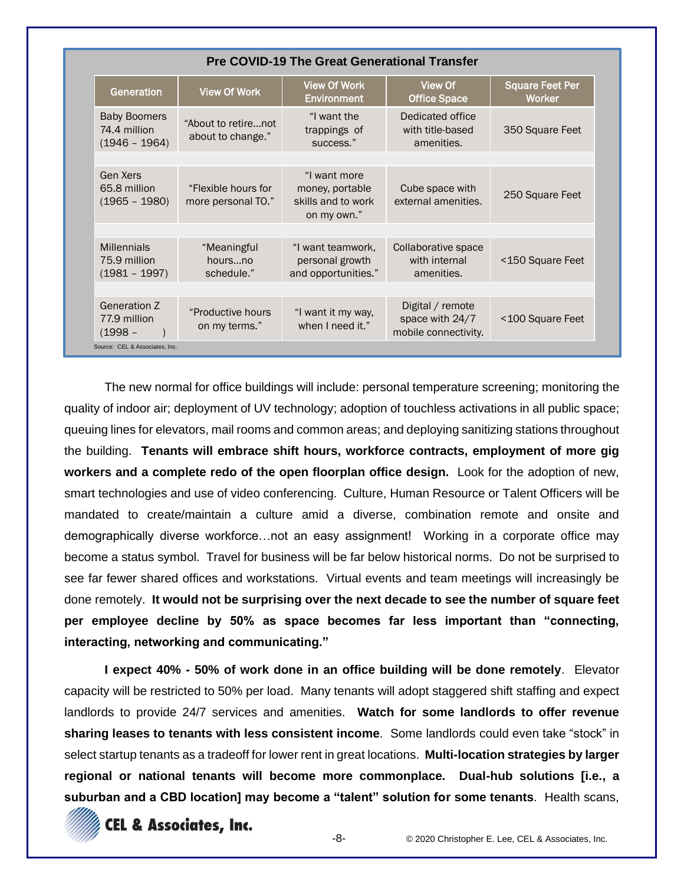**Pre COVID-19 The Great Generational Transfer**

| Generation | View Of Work | View Of Work Environment | View Of Office Space | Square Feet Per Worker |
|---|---|---|---|---|
| Baby Boomers 74.4 million (1946 – 1964) | "About to retire…not about to change." | "I want the trappings of success." | Dedicated office with title-based amenities. | 350 Square Feet |
| Gen Xers 65.8 million (1965 – 1980) | "Flexible hours for more personal TO." | "I want more money, portable skills and to work on my own." | Cube space with external amenities. | 250 Square Feet |
| Millennials 75.9 million (1981 – 1997) | "Meaningful hours…no schedule." | "I want teamwork, personal growth and opportunities." | Collaborative space with internal amenities. | <150 Square Feet |
| Generation Z 77.9 million (1998 – ) | "Productive hours on my terms." | "I want it my way, when I need it." | Digital / remote space with 24/7 mobile connectivity. | <100 Square Feet |

Source: CEL & Associates, Inc.

The new normal for office buildings will include: personal temperature screening; monitoring the quality of indoor air; deployment of UV technology; adoption of touchless activations in all public space; queuing lines for elevators, mail rooms and common areas; and deploying sanitizing stations throughout the building. **Tenants will embrace shift hours, workforce contracts, employment of more gig workers and a complete redo of the open floorplan office design.** Look for the adoption of new, smart technologies and use of video conferencing. Culture, Human Resource or Talent Officers will be mandated to create/maintain a culture amid a diverse, combination remote and onsite and demographically diverse workforce…not an easy assignment! Working in a corporate office may become a status symbol. Travel for business will be far below historical norms. Do not be surprised to see far fewer shared offices and workstations. Virtual events and team meetings will increasingly be done remotely. **It would not be surprising over the next decade to see the number of square feet per employee decline by 50% as space becomes far less important than "connecting, interacting, networking and communicating."**

**I expect 40% - 50% of work done in an office building will be done remotely**. Elevator capacity will be restricted to 50% per load. Many tenants will adopt staggered shift staffing and expect landlords to provide 24/7 services and amenities. **Watch for some landlords to offer revenue sharing leases to tenants with less consistent income**. Some landlords could even take "stock" in select startup tenants as a tradeoff for lower rent in great locations. **Multi-location strategies by larger regional or national tenants will become more commonplace. Dual-hub solutions [i.e., a suburban and a CBD location] may become a "talent" solution for some tenants**. Health scans,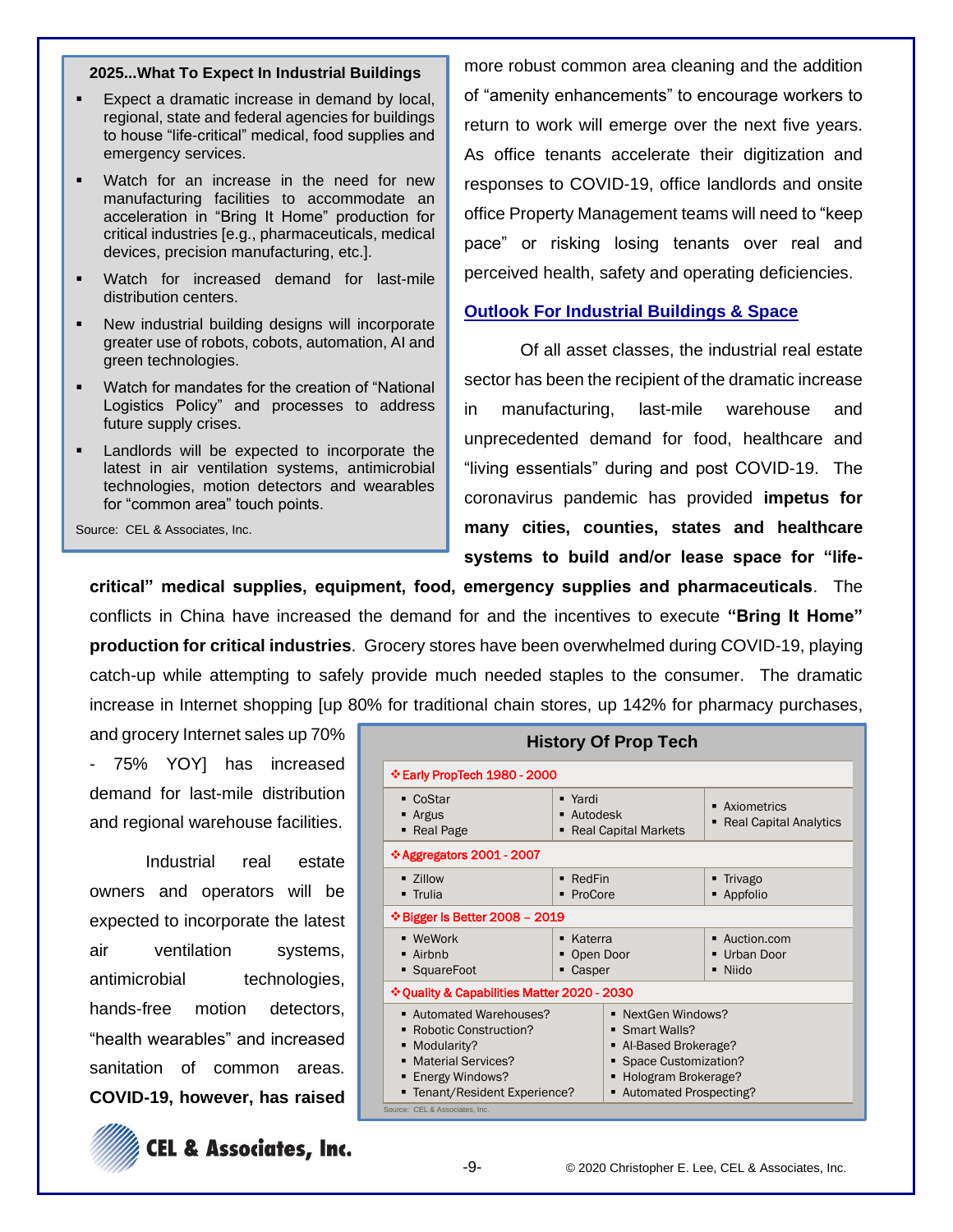**2025...What To Expect In Industrial Buildings**

- Expect a dramatic increase in demand by local, regional, state and federal agencies for buildings to house "life-critical" medical, food supplies and emergency services.
- Watch for an increase in the need for new manufacturing facilities to accommodate an acceleration in "Bring It Home" production for critical industries [e.g., pharmaceuticals, medical devices, precision manufacturing, etc.].
- Watch for increased demand for last-mile distribution centers.
- New industrial building designs will incorporate greater use of robots, cobots, automation, AI and green technologies.
- Watch for mandates for the creation of "National Logistics Policy" and processes to address future supply crises.
- Landlords will be expected to incorporate the latest in air ventilation systems, antimicrobial technologies, motion detectors and wearables for "common area" touch points.

Source: CEL & Associates, Inc.

more robust common area cleaning and the addition of "amenity enhancements" to encourage workers to return to work will emerge over the next five years. As office tenants accelerate their digitization and responses to COVID-19, office landlords and onsite office Property Management teams will need to "keep pace" or risking losing tenants over real and perceived health, safety and operating deficiencies.

## Outlook For Industrial Buildings & Space

Of all asset classes, the industrial real estate sector has been the recipient of the dramatic increase in manufacturing, last-mile warehouse and unprecedented demand for food, healthcare and "living essentials" during and post COVID-19. The coronavirus pandemic has provided **impetus for many cities, counties, states and healthcare systems to build and/or lease space for "life-critical" medical supplies, equipment, food, emergency supplies and pharmaceuticals**. The conflicts in China have increased the demand for and the incentives to execute **"Bring It Home" production for critical industries**. Grocery stores have been overwhelmed during COVID-19, playing catch-up while attempting to safely provide much needed staples to the consumer. The dramatic increase in Internet shopping [up 80% for traditional chain stores, up 142% for pharmacy purchases, and grocery Internet sales up 70% - 75% YOY] has increased demand for last-mile distribution and regional warehouse facilities.

Industrial real estate owners and operators will be expected to incorporate the latest air ventilation systems, antimicrobial technologies, hands-free motion detectors, "health wearables" and increased sanitation of common areas. **COVID-19, however, has raised**

**History Of Prop Tech**

| ❖Early PropTech 1980 - 2000 | | |
|---|---|---|
| ▪ CoStar<br>▪ Argus<br>▪ Real Page | ▪ Yardi<br>▪ Autodesk<br>▪ Real Capital Markets | ▪ Axiometrics<br>▪ Real Capital Analytics |
| **❖Aggregators 2001 - 2007** | | |
| ▪ Zillow<br>▪ Trulia | ▪ RedFin<br>▪ ProCore | ▪ Trivago<br>▪ Appfolio |
| **❖Bigger Is Better 2008 – 2019** | | |
| ▪ WeWork<br>▪ Airbnb<br>▪ SquareFoot | ▪ Katerra<br>▪ Open Door<br>▪ Casper | ▪ Auction.com<br>▪ Urban Door<br>▪ Niido |
| **❖Quality & Capabilities Matter 2020 - 2030** | | |
| ▪ Automated Warehouses?<br>▪ Robotic Construction?<br>▪ Modularity?<br>▪ Material Services?<br>▪ Energy Windows?<br>▪ Tenant/Resident Experience? | ▪ NextGen Windows?<br>▪ Smart Walls?<br>▪ AI-Based Brokerage?<br>▪ Space Customization?<br>▪ Hologram Brokerage?<br>▪ Automated Prospecting? | |

Source: CEL & Associates, Inc.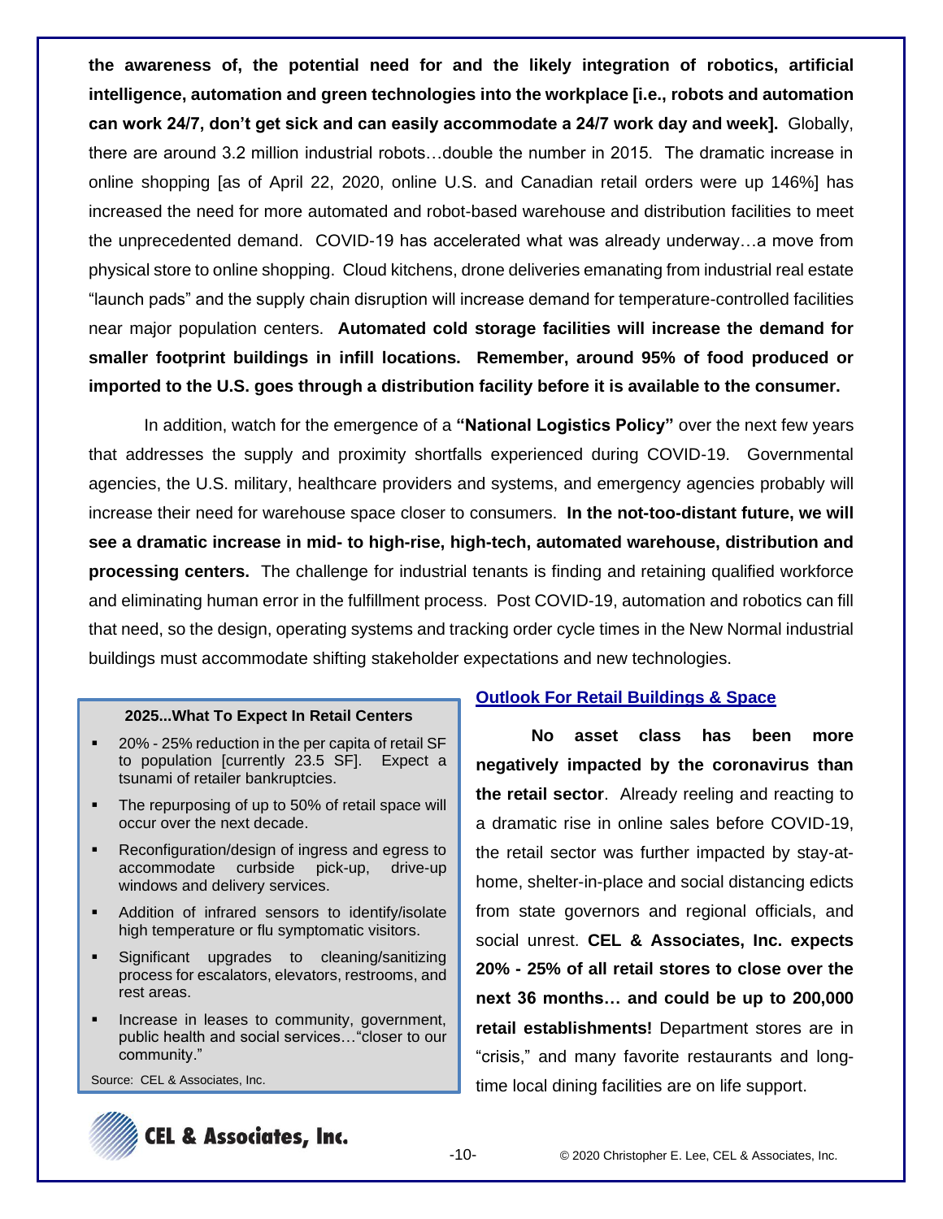**the awareness of, the potential need for and the likely integration of robotics, artificial intelligence, automation and green technologies into the workplace [i.e., robots and automation can work 24/7, don't get sick and can easily accommodate a 24/7 work day and week].** Globally, there are around 3.2 million industrial robots…double the number in 2015. The dramatic increase in online shopping [as of April 22, 2020, online U.S. and Canadian retail orders were up 146%] has increased the need for more automated and robot-based warehouse and distribution facilities to meet the unprecedented demand. COVID-19 has accelerated what was already underway…a move from physical store to online shopping. Cloud kitchens, drone deliveries emanating from industrial real estate "launch pads" and the supply chain disruption will increase demand for temperature-controlled facilities near major population centers. **Automated cold storage facilities will increase the demand for smaller footprint buildings in infill locations. Remember, around 95% of food produced or imported to the U.S. goes through a distribution facility before it is available to the consumer.**

In addition, watch for the emergence of a **"National Logistics Policy"** over the next few years that addresses the supply and proximity shortfalls experienced during COVID-19. Governmental agencies, the U.S. military, healthcare providers and systems, and emergency agencies probably will increase their need for warehouse space closer to consumers. **In the not-too-distant future, we will see a dramatic increase in mid- to high-rise, high-tech, automated warehouse, distribution and processing centers.** The challenge for industrial tenants is finding and retaining qualified workforce and eliminating human error in the fulfillment process. Post COVID-19, automation and robotics can fill that need, so the design, operating systems and tracking order cycle times in the New Normal industrial buildings must accommodate shifting stakeholder expectations and new technologies.

## Outlook For Retail Buildings & Space

**No asset class has been more negatively impacted by the coronavirus than the retail sector**. Already reeling and reacting to a dramatic rise in online sales before COVID-19, the retail sector was further impacted by stay-at-home, shelter-in-place and social distancing edicts from state governors and regional officials, and social unrest. **CEL & Associates, Inc. expects 20% - 25% of all retail stores to close over the next 36 months… and could be up to 200,000 retail establishments!** Department stores are in "crisis," and many favorite restaurants and long-time local dining facilities are on life support.

**2025...What To Expect In Retail Centers**

- 20% - 25% reduction in the per capita of retail SF to population [currently 23.5 SF]. Expect a tsunami of retailer bankruptcies.
- The repurposing of up to 50% of retail space will occur over the next decade.
- Reconfiguration/design of ingress and egress to accommodate curbside pick-up, drive-up windows and delivery services.
- Addition of infrared sensors to identify/isolate high temperature or flu symptomatic visitors.
- Significant upgrades to cleaning/sanitizing process for escalators, elevators, restrooms, and rest areas.
- Increase in leases to community, government, public health and social services…"closer to our community."

Source: CEL & Associates, Inc.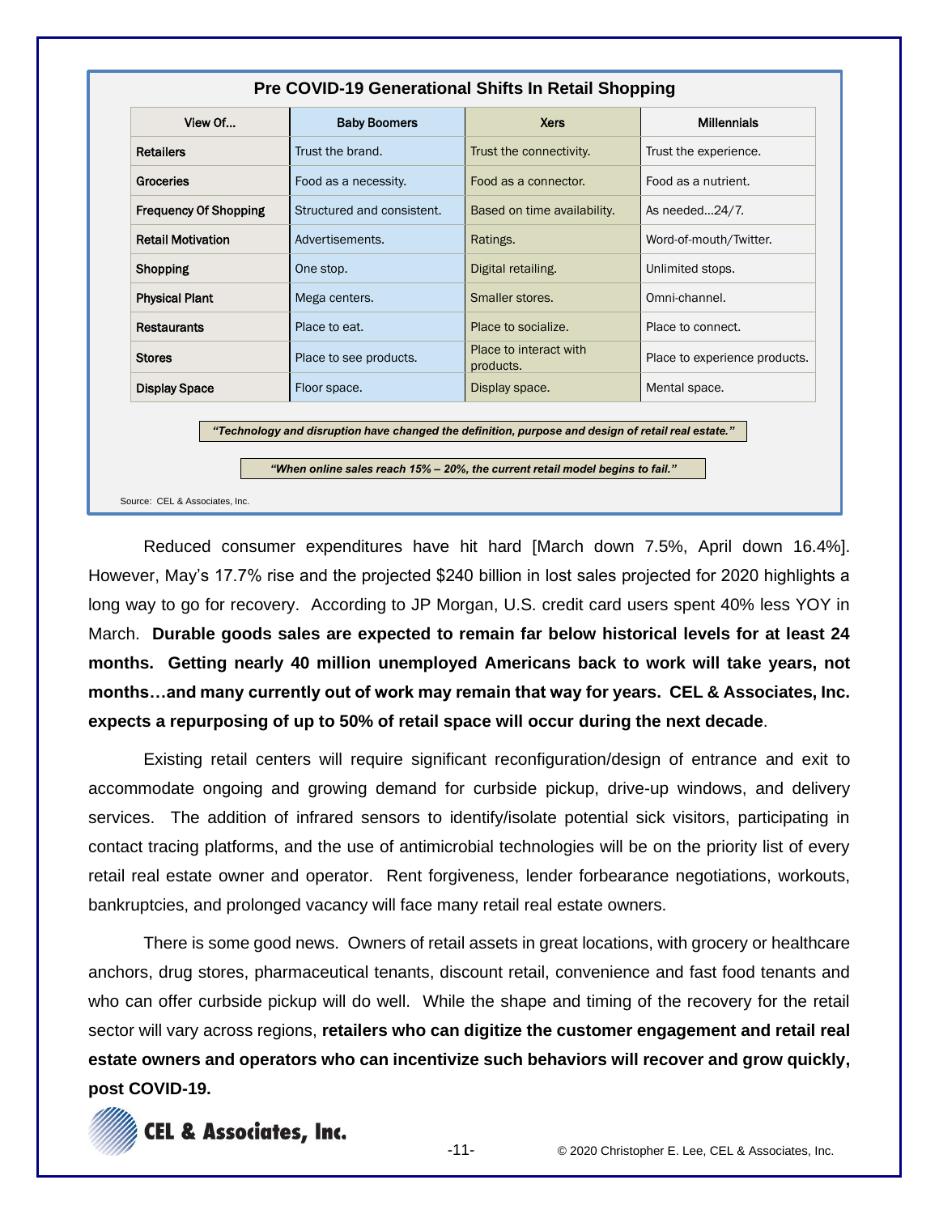### Pre COVID-19 Generational Shifts In Retail Shopping

| View Of... | Baby Boomers | Xers | Millennials |
|---|---|---|---|
| **Retailers** | Trust the brand. | Trust the connectivity. | Trust the experience. |
| **Groceries** | Food as a necessity. | Food as a connector. | Food as a nutrient. |
| **Frequency Of Shopping** | Structured and consistent. | Based on time availability. | As needed…24/7. |
| **Retail Motivation** | Advertisements. | Ratings. | Word-of-mouth/Twitter. |
| **Shopping** | One stop. | Digital retailing. | Unlimited stops. |
| **Physical Plant** | Mega centers. | Smaller stores. | Omni-channel. |
| **Restaurants** | Place to eat. | Place to socialize. | Place to connect. |
| **Stores** | Place to see products. | Place to interact with products. | Place to experience products. |
| **Display Space** | Floor space. | Display space. | Mental space. |

***"Technology and disruption have changed the definition, purpose and design of retail real estate."***

***"When online sales reach 15% – 20%, the current retail model begins to fail."***

Source: CEL & Associates, Inc.

Reduced consumer expenditures have hit hard [March down 7.5%, April down 16.4%]. However, May's 17.7% rise and the projected $240 billion in lost sales projected for 2020 highlights a long way to go for recovery. According to JP Morgan, U.S. credit card users spent 40% less YOY in March. **Durable goods sales are expected to remain far below historical levels for at least 24 months. Getting nearly 40 million unemployed Americans back to work will take years, not months…and many currently out of work may remain that way for years. CEL & Associates, Inc. expects a repurposing of up to 50% of retail space will occur during the next decade**.

Existing retail centers will require significant reconfiguration/design of entrance and exit to accommodate ongoing and growing demand for curbside pickup, drive-up windows, and delivery services. The addition of infrared sensors to identify/isolate potential sick visitors, participating in contact tracing platforms, and the use of antimicrobial technologies will be on the priority list of every retail real estate owner and operator. Rent forgiveness, lender forbearance negotiations, workouts, bankruptcies, and prolonged vacancy will face many retail real estate owners.

There is some good news. Owners of retail assets in great locations, with grocery or healthcare anchors, drug stores, pharmaceutical tenants, discount retail, convenience and fast food tenants and who can offer curbside pickup will do well. While the shape and timing of the recovery for the retail sector will vary across regions, **retailers who can digitize the customer engagement and retail real estate owners and operators who can incentivize such behaviors will recover and grow quickly, post COVID-19.**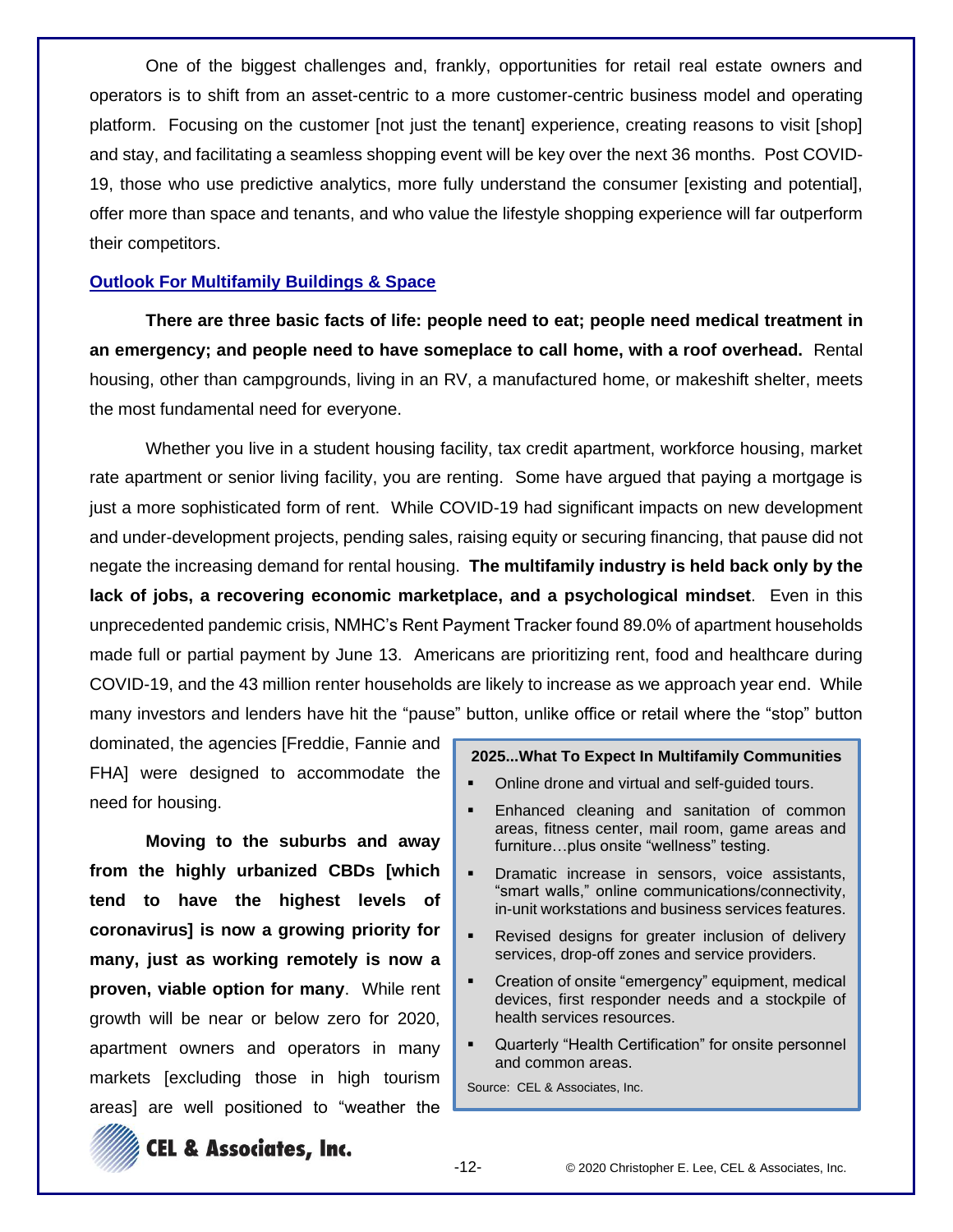One of the biggest challenges and, frankly, opportunities for retail real estate owners and operators is to shift from an asset-centric to a more customer-centric business model and operating platform. Focusing on the customer [not just the tenant] experience, creating reasons to visit [shop] and stay, and facilitating a seamless shopping event will be key over the next 36 months. Post COVID-19, those who use predictive analytics, more fully understand the consumer [existing and potential], offer more than space and tenants, and who value the lifestyle shopping experience will far outperform their competitors.

## Outlook For Multifamily Buildings & Space

**There are three basic facts of life: people need to eat; people need medical treatment in an emergency; and people need to have someplace to call home, with a roof overhead.** Rental housing, other than campgrounds, living in an RV, a manufactured home, or makeshift shelter, meets the most fundamental need for everyone.

Whether you live in a student housing facility, tax credit apartment, workforce housing, market rate apartment or senior living facility, you are renting. Some have argued that paying a mortgage is just a more sophisticated form of rent. While COVID-19 had significant impacts on new development and under-development projects, pending sales, raising equity or securing financing, that pause did not negate the increasing demand for rental housing. **The multifamily industry is held back only by the lack of jobs, a recovering economic marketplace, and a psychological mindset**. Even in this unprecedented pandemic crisis, NMHC's Rent Payment Tracker found 89.0% of apartment households made full or partial payment by June 13. Americans are prioritizing rent, food and healthcare during COVID-19, and the 43 million renter households are likely to increase as we approach year end. While many investors and lenders have hit the "pause" button, unlike office or retail where the "stop" button dominated, the agencies [Freddie, Fannie and FHA] were designed to accommodate the need for housing.

**Moving to the suburbs and away from the highly urbanized CBDs [which tend to have the highest levels of coronavirus] is now a growing priority for many, just as working remotely is now a proven, viable option for many**. While rent growth will be near or below zero for 2020, apartment owners and operators in many markets [excluding those in high tourism areas] are well positioned to "weather the

> **2025...What To Expect In Multifamily Communities**
>
> - Online drone and virtual and self-guided tours.
> - Enhanced cleaning and sanitation of common areas, fitness center, mail room, game areas and furniture…plus onsite "wellness" testing.
> - Dramatic increase in sensors, voice assistants, "smart walls," online communications/connectivity, in-unit workstations and business services features.
> - Revised designs for greater inclusion of delivery services, drop-off zones and service providers.
> - Creation of onsite "emergency" equipment, medical devices, first responder needs and a stockpile of health services resources.
> - Quarterly "Health Certification" for onsite personnel and common areas.
>
> Source: CEL & Associates, Inc.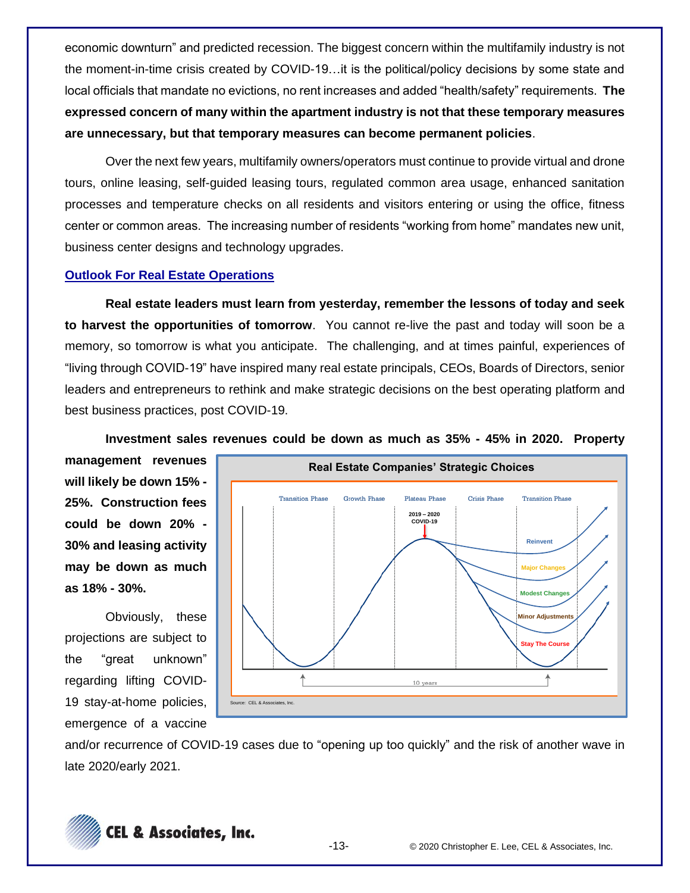economic downturn" and predicted recession. The biggest concern within the multifamily industry is not the moment-in-time crisis created by COVID-19…it is the political/policy decisions by some state and local officials that mandate no evictions, no rent increases and added "health/safety" requirements. **The expressed concern of many within the apartment industry is not that these temporary measures are unnecessary, but that temporary measures can become permanent policies**.

Over the next few years, multifamily owners/operators must continue to provide virtual and drone tours, online leasing, self-guided leasing tours, regulated common area usage, enhanced sanitation processes and temperature checks on all residents and visitors entering or using the office, fitness center or common areas. The increasing number of residents "working from home" mandates new unit, business center designs and technology upgrades.

## Outlook For Real Estate Operations

**Real estate leaders must learn from yesterday, remember the lessons of today and seek to harvest the opportunities of tomorrow**. You cannot re-live the past and today will soon be a memory, so tomorrow is what you anticipate. The challenging, and at times painful, experiences of "living through COVID-19" have inspired many real estate principals, CEOs, Boards of Directors, senior leaders and entrepreneurs to rethink and make strategic decisions on the best operating platform and best business practices, post COVID-19.

**Investment sales revenues could be down as much as 35% - 45% in 2020. Property management revenues will likely be down 15% - 25%. Construction fees could be down 20% - 30% and leasing activity may be down as much as 18% - 30%.**

**Real Estate Companies' Strategic Choices**

Transition Phase | Growth Phase | Plateau Phase | Crisis Phase | Transition Phase

2019 – 2020 COVID-19

Reinvent / Major Changes / Modest Changes / Minor Adjustments / Stay The Course

10 years

Source: CEL & Associates, Inc.

Obviously, these projections are subject to the "great unknown" regarding lifting COVID-19 stay-at-home policies, emergence of a vaccine and/or recurrence of COVID-19 cases due to "opening up too quickly" and the risk of another wave in late 2020/early 2021.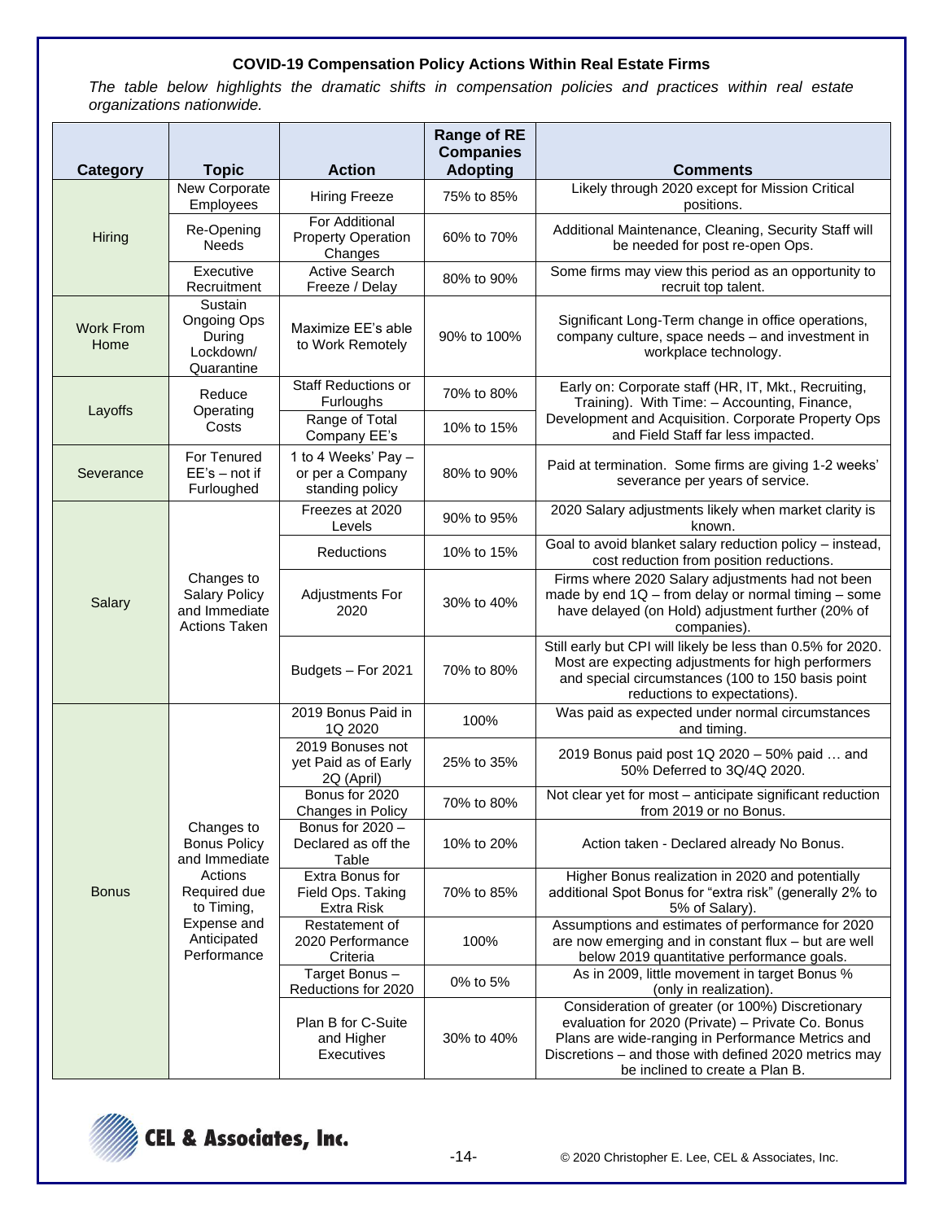**COVID-19 Compensation Policy Actions Within Real Estate Firms**

*The table below highlights the dramatic shifts in compensation policies and practices within real estate organizations nationwide.*

| Category | Topic | Action | Range of RE Companies Adopting | Comments |
|---|---|---|---|---|
| Hiring | New Corporate Employees | Hiring Freeze | 75% to 85% | Likely through 2020 except for Mission Critical positions. |
| | Re-Opening Needs | For Additional Property Operation Changes | 60% to 70% | Additional Maintenance, Cleaning, Security Staff will be needed for post re-open Ops. |
| | Executive Recruitment | Active Search Freeze / Delay | 80% to 90% | Some firms may view this period as an opportunity to recruit top talent. |
| Work From Home | Sustain Ongoing Ops During Lockdown/ Quarantine | Maximize EE's able to Work Remotely | 90% to 100% | Significant Long-Term change in office operations, company culture, space needs – and investment in workplace technology. |
| Layoffs | Reduce Operating Costs | Staff Reductions or Furloughs | 70% to 80% | Early on: Corporate staff (HR, IT, Mkt., Recruiting, Training). With Time: – Accounting, Finance, Development and Acquisition. Corporate Property Ops and Field Staff far less impacted. |
| | | Range of Total Company EE's | 10% to 15% | |
| Severance | For Tenured EE's – not if Furloughed | 1 to 4 Weeks' Pay – or per a Company standing policy | 80% to 90% | Paid at termination. Some firms are giving 1-2 weeks' severance per years of service. |
| Salary | Changes to Salary Policy and Immediate Actions Taken | Freezes at 2020 Levels | 90% to 95% | 2020 Salary adjustments likely when market clarity is known. |
| | | Reductions | 10% to 15% | Goal to avoid blanket salary reduction policy – instead, cost reduction from position reductions. |
| | | Adjustments For 2020 | 30% to 40% | Firms where 2020 Salary adjustments had not been made by end 1Q – from delay or normal timing – some have delayed (on Hold) adjustment further (20% of companies). |
| | | Budgets – For 2021 | 70% to 80% | Still early but CPI will likely be less than 0.5% for 2020. Most are expecting adjustments for high performers and special circumstances (100 to 150 basis point reductions to expectations). |
| Bonus | Changes to Bonus Policy and Immediate Actions Required due to Timing, Expense and Anticipated Performance | 2019 Bonus Paid in 1Q 2020 | 100% | Was paid as expected under normal circumstances and timing. |
| | | 2019 Bonuses not yet Paid as of Early 2Q (April) | 25% to 35% | 2019 Bonus paid post 1Q 2020 – 50% paid … and 50% Deferred to 3Q/4Q 2020. |
| | | Bonus for 2020 Changes in Policy | 70% to 80% | Not clear yet for most – anticipate significant reduction from 2019 or no Bonus. |
| | | Bonus for 2020 – Declared as off the Table | 10% to 20% | Action taken - Declared already No Bonus. |
| | | Extra Bonus for Field Ops. Taking Extra Risk | 70% to 85% | Higher Bonus realization in 2020 and potentially additional Spot Bonus for "extra risk" (generally 2% to 5% of Salary). |
| | | Restatement of 2020 Performance Criteria | 100% | Assumptions and estimates of performance for 2020 are now emerging and in constant flux – but are well below 2019 quantitative performance goals. |
| | | Target Bonus – Reductions for 2020 | 0% to 5% | As in 2009, little movement in target Bonus % (only in realization). |
| | | Plan B for C-Suite and Higher Executives | 30% to 40% | Consideration of greater (or 100%) Discretionary evaluation for 2020 (Private) – Private Co. Bonus Plans are wide-ranging in Performance Metrics and Discretions – and those with defined 2020 metrics may be inclined to create a Plan B. |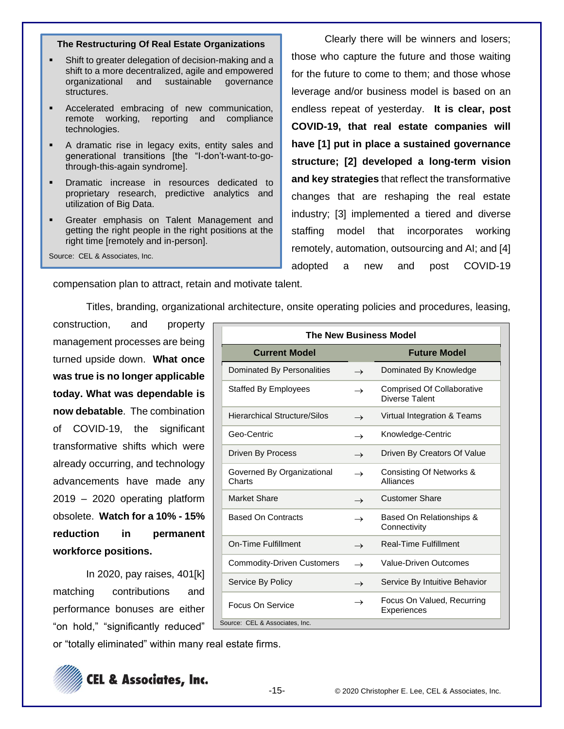**The Restructuring Of Real Estate Organizations**

- Shift to greater delegation of decision-making and a shift to a more decentralized, agile and empowered organizational and sustainable governance structures.
- Accelerated embracing of new communication, remote working, reporting and compliance technologies.
- A dramatic rise in legacy exits, entity sales and generational transitions [the "I-don't-want-to-go-through-this-again syndrome].
- Dramatic increase in resources dedicated to proprietary research, predictive analytics and utilization of Big Data.
- Greater emphasis on Talent Management and getting the right people in the right positions at the right time [remotely and in-person].

Source: CEL & Associates, Inc.

Clearly there will be winners and losers; those who capture the future and those waiting for the future to come to them; and those whose leverage and/or business model is based on an endless repeat of yesterday. **It is clear, post COVID-19, that real estate companies will have [1] put in place a sustained governance structure; [2] developed a long-term vision and key strategies** that reflect the transformative changes that are reshaping the real estate industry; [3] implemented a tiered and diverse staffing model that incorporates working remotely, automation, outsourcing and AI; and [4] adopted a new and post COVID-19 compensation plan to attract, retain and motivate talent.

Titles, branding, organizational architecture, onsite operating policies and procedures, leasing, construction, and property management processes are being turned upside down. **What once was true is no longer applicable today. What was dependable is now debatable**. The combination of COVID-19, the significant transformative shifts which were already occurring, and technology advancements have made any 2019 – 2020 operating platform obsolete. **Watch for a 10% - 15% reduction in permanent workforce positions.**

**The New Business Model**

| Current Model | | Future Model |
|---|---|---|
| Dominated By Personalities | → | Dominated By Knowledge |
| Staffed By Employees | → | Comprised Of Collaborative Diverse Talent |
| Hierarchical Structure/Silos | → | Virtual Integration & Teams |
| Geo-Centric | → | Knowledge-Centric |
| Driven By Process | → | Driven By Creators Of Value |
| Governed By Organizational Charts | → | Consisting Of Networks & Alliances |
| Market Share | → | Customer Share |
| Based On Contracts | → | Based On Relationships & Connectivity |
| On-Time Fulfillment | → | Real-Time Fulfillment |
| Commodity-Driven Customers | → | Value-Driven Outcomes |
| Service By Policy | → | Service By Intuitive Behavior |
| Focus On Service | → | Focus On Valued, Recurring Experiences |

Source: CEL & Associates, Inc.

In 2020, pay raises, 401[k] matching contributions and performance bonuses are either "on hold," "significantly reduced" or "totally eliminated" within many real estate firms.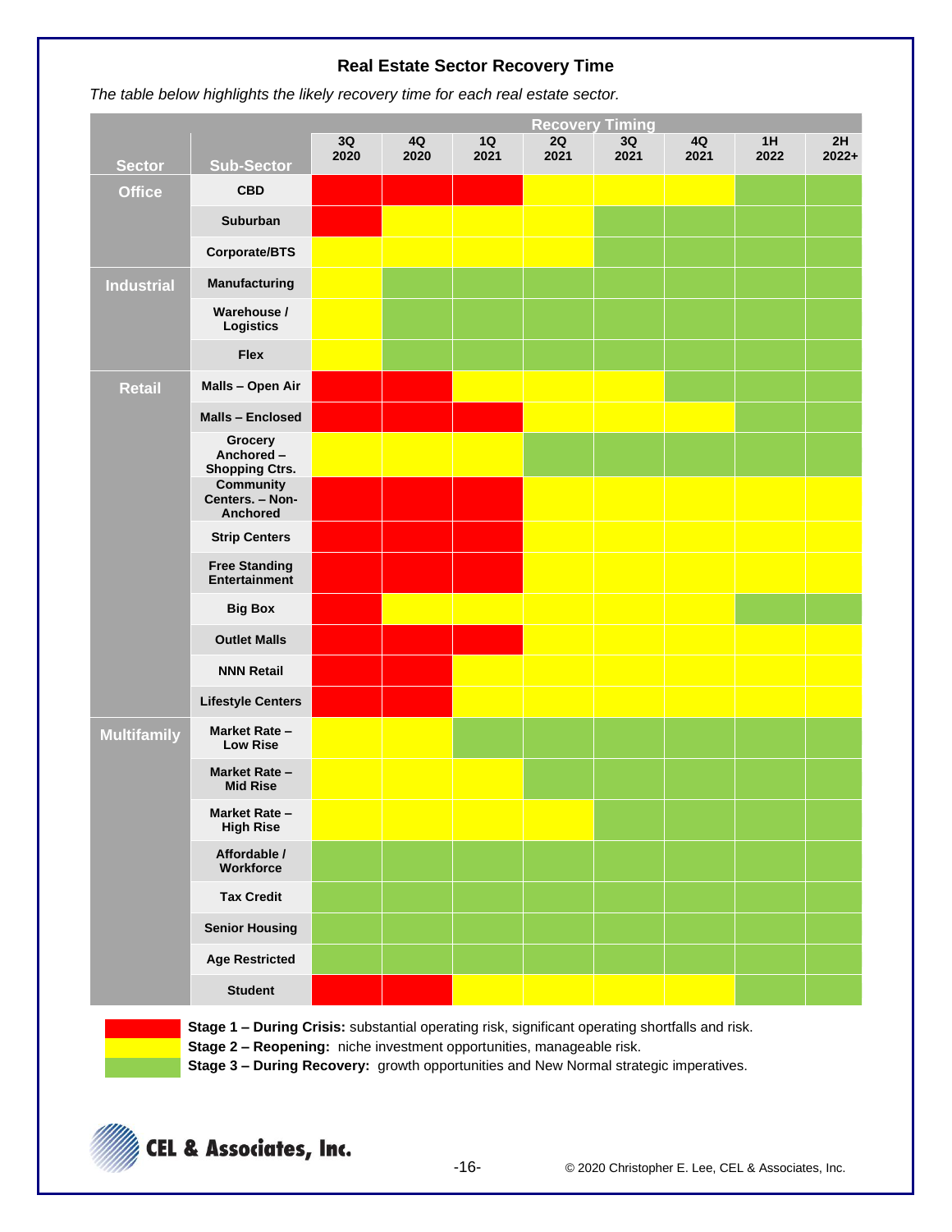## Real Estate Sector Recovery Time

*The table below highlights the likely recovery time for each real estate sector.*

| Sector | Sub-Sector | Recovery Timing 3Q 2020 | 4Q 2020 | 1Q 2021 | 2Q 2021 | 3Q 2021 | 4Q 2021 | 1H 2022 | 2H 2022+ |
|---|---|---|---|---|---|---|---|---|---|
| **Office** | **CBD** | Stage 1 | Stage 1 | Stage 1 | Stage 2 | Stage 2 | Stage 2 | Stage 3 | Stage 3 |
| | **Suburban** | Stage 1 | Stage 2 | Stage 2 | Stage 2 | Stage 3 | Stage 3 | Stage 3 | Stage 3 |
| | **Corporate/BTS** | Stage 2 | Stage 2 | Stage 2 | Stage 2 | Stage 3 | Stage 3 | Stage 3 | Stage 3 |
| **Industrial** | **Manufacturing** | Stage 2 | Stage 3 | Stage 3 | Stage 3 | Stage 3 | Stage 3 | Stage 3 | Stage 3 |
| | **Warehouse / Logistics** | Stage 2 | Stage 3 | Stage 3 | Stage 3 | Stage 3 | Stage 3 | Stage 3 | Stage 3 |
| | **Flex** | Stage 2 | Stage 3 | Stage 3 | Stage 3 | Stage 3 | Stage 3 | Stage 3 | Stage 3 |
| **Retail** | **Malls – Open Air** | Stage 1 | Stage 1 | Stage 2 | Stage 2 | Stage 2 | Stage 3 | Stage 3 | Stage 3 |
| | **Malls – Enclosed** | Stage 1 | Stage 1 | Stage 1 | Stage 2 | Stage 2 | Stage 2 | Stage 3 | Stage 3 |
| | **Grocery Anchored – Shopping Ctrs.** | Stage 2 | Stage 2 | Stage 2 | Stage 3 | Stage 3 | Stage 3 | Stage 3 | Stage 3 |
| | **Community Centers. – Non-Anchored** | Stage 1 | Stage 1 | Stage 1 | Stage 2 | Stage 2 | Stage 2 | Stage 2 | Stage 2 |
| | **Strip Centers** | Stage 1 | Stage 1 | Stage 1 | Stage 2 | Stage 2 | Stage 2 | Stage 2 | Stage 2 |
| | **Free Standing Entertainment** | Stage 1 | Stage 1 | Stage 1 | Stage 2 | Stage 2 | Stage 2 | Stage 2 | Stage 2 |
| | **Big Box** | Stage 1 | Stage 2 | Stage 2 | Stage 2 | Stage 2 | Stage 2 | Stage 3 | Stage 3 |
| | **Outlet Malls** | Stage 1 | Stage 1 | Stage 1 | Stage 2 | Stage 2 | Stage 2 | Stage 2 | Stage 2 |
| | **NNN Retail** | Stage 1 | Stage 1 | Stage 2 | Stage 2 | Stage 2 | Stage 2 | Stage 2 | Stage 2 |
| | **Lifestyle Centers** | Stage 1 | Stage 1 | Stage 2 | Stage 2 | Stage 2 | Stage 2 | Stage 2 | Stage 2 |
| **Multifamily** | **Market Rate – Low Rise** | Stage 2 | Stage 2 | Stage 3 | Stage 3 | Stage 3 | Stage 3 | Stage 3 | Stage 3 |
| | **Market Rate – Mid Rise** | Stage 2 | Stage 2 | Stage 2 | Stage 3 | Stage 3 | Stage 3 | Stage 3 | Stage 3 |
| | **Market Rate – High Rise** | Stage 2 | Stage 2 | Stage 2 | Stage 2 | Stage 3 | Stage 3 | Stage 3 | Stage 3 |
| | **Affordable / Workforce** | Stage 3 | Stage 3 | Stage 3 | Stage 3 | Stage 3 | Stage 3 | Stage 3 | Stage 3 |
| | **Tax Credit** | Stage 3 | Stage 3 | Stage 3 | Stage 3 | Stage 3 | Stage 3 | Stage 3 | Stage 3 |
| | **Senior Housing** | Stage 3 | Stage 3 | Stage 3 | Stage 3 | Stage 3 | Stage 3 | Stage 3 | Stage 3 |
| | **Age Restricted** | Stage 3 | Stage 3 | Stage 3 | Stage 3 | Stage 3 | Stage 3 | Stage 3 | Stage 3 |
| | **Student** | Stage 1 | Stage 1 | Stage 2 | Stage 2 | Stage 2 | Stage 2 | Stage 3 | Stage 3 |

- (Red) **Stage 1 – During Crisis:** substantial operating risk, significant operating shortfalls and risk.
- (Yellow) **Stage 2 – Reopening:** niche investment opportunities, manageable risk.
- (Green) **Stage 3 – During Recovery:** growth opportunities and New Normal strategic imperatives.

CEL & Associates, Inc.

© 2020 Christopher E. Lee, CEL & Associates, Inc.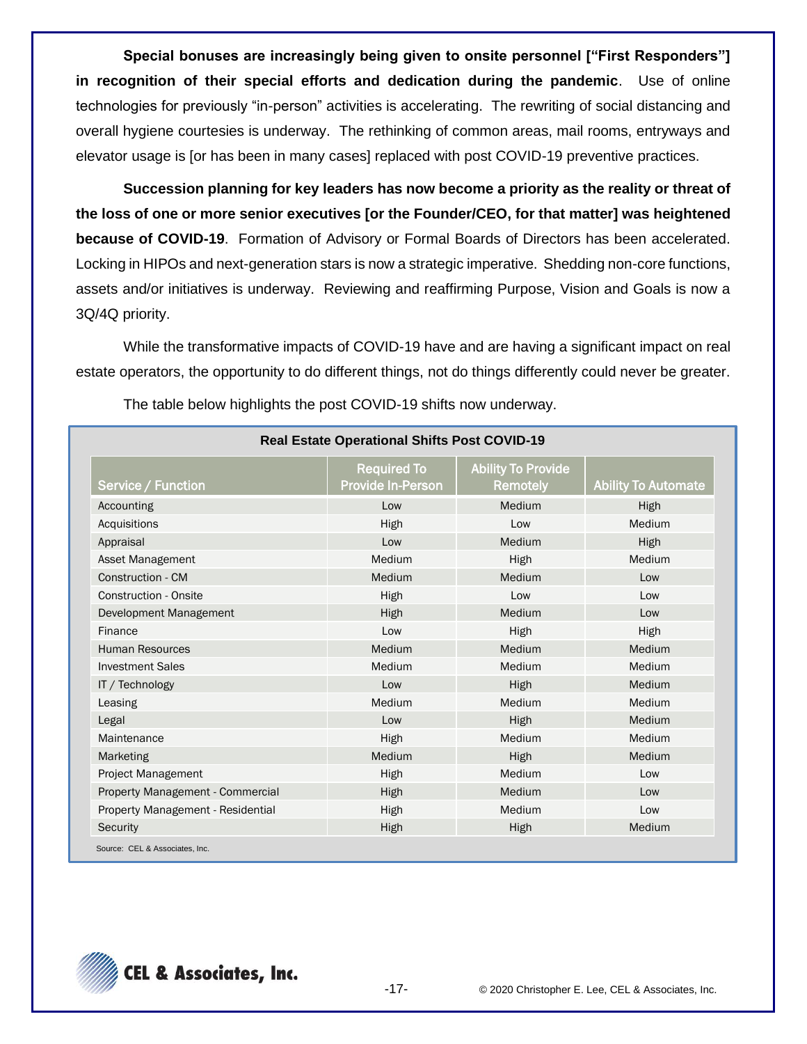**Special bonuses are increasingly being given to onsite personnel ["First Responders"] in recognition of their special efforts and dedication during the pandemic**. Use of online technologies for previously "in-person" activities is accelerating. The rewriting of social distancing and overall hygiene courtesies is underway. The rethinking of common areas, mail rooms, entryways and elevator usage is [or has been in many cases] replaced with post COVID-19 preventive practices.

**Succession planning for key leaders has now become a priority as the reality or threat of the loss of one or more senior executives [or the Founder/CEO, for that matter] was heightened because of COVID-19**. Formation of Advisory or Formal Boards of Directors has been accelerated. Locking in HIPOs and next-generation stars is now a strategic imperative. Shedding non-core functions, assets and/or initiatives is underway. Reviewing and reaffirming Purpose, Vision and Goals is now a 3Q/4Q priority.

While the transformative impacts of COVID-19 have and are having a significant impact on real estate operators, the opportunity to do different things, not do things differently could never be greater.

The table below highlights the post COVID-19 shifts now underway.

**Real Estate Operational Shifts Post COVID-19**

| Service / Function | Required To Provide In-Person | Ability To Provide Remotely | Ability To Automate |
|---|---|---|---|
| Accounting | Low | Medium | High |
| Acquisitions | High | Low | Medium |
| Appraisal | Low | Medium | High |
| Asset Management | Medium | High | Medium |
| Construction - CM | Medium | Medium | Low |
| Construction - Onsite | High | Low | Low |
| Development Management | High | Medium | Low |
| Finance | Low | High | High |
| Human Resources | Medium | Medium | Medium |
| Investment Sales | Medium | Medium | Medium |
| IT / Technology | Low | High | Medium |
| Leasing | Medium | Medium | Medium |
| Legal | Low | High | Medium |
| Maintenance | High | Medium | Medium |
| Marketing | Medium | High | Medium |
| Project Management | High | Medium | Low |
| Property Management - Commercial | High | Medium | Low |
| Property Management - Residential | High | Medium | Low |
| Security | High | High | Medium |

Source: CEL & Associates, Inc.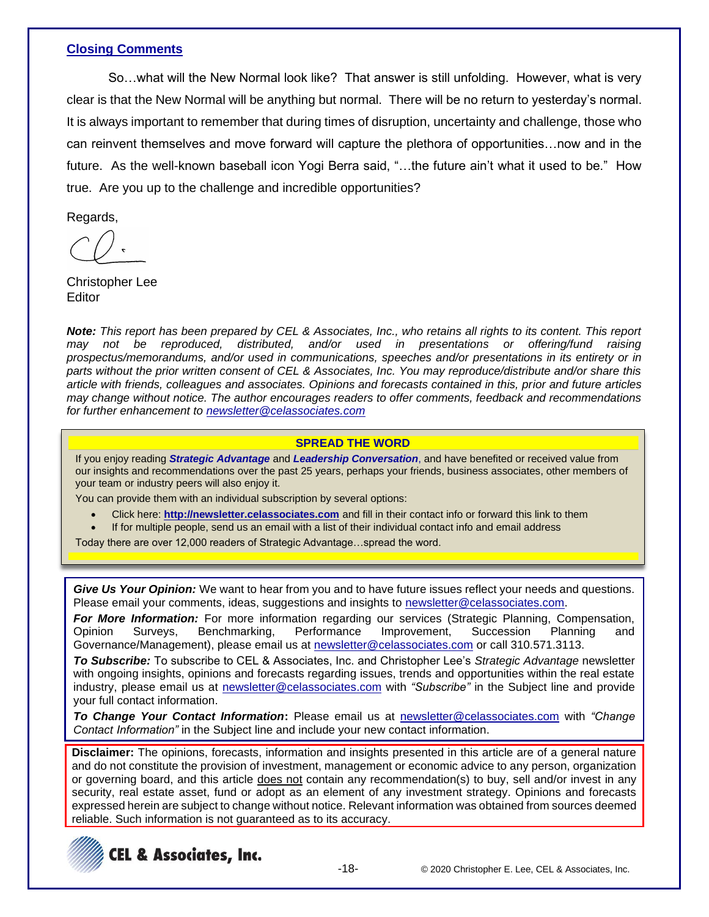## Closing Comments

So…what will the New Normal look like? That answer is still unfolding. However, what is very clear is that the New Normal will be anything but normal. There will be no return to yesterday's normal. It is always important to remember that during times of disruption, uncertainty and challenge, those who can reinvent themselves and move forward will capture the plethora of opportunities…now and in the future. As the well-known baseball icon Yogi Berra said, "…the future ain't what it used to be." How true. Are you up to the challenge and incredible opportunities?

Regards,

Christopher Lee
Editor

***Note:*** *This report has been prepared by CEL & Associates, Inc., who retains all rights to its content. This report may not be reproduced, distributed, and/or used in presentations or offering/fund raising prospectus/memorandums, and/or used in communications, speeches and/or presentations in its entirety or in parts without the prior written consent of CEL & Associates, Inc. You may reproduce/distribute and/or share this article with friends, colleagues and associates. Opinions and forecasts contained in this, prior and future articles may change without notice. The author encourages readers to offer comments, feedback and recommendations for further enhancement to newsletter@celassociates.com*

**SPREAD THE WORD**

If you enjoy reading ***Strategic Advantage*** and ***Leadership Conversation***, and have benefited or received value from our insights and recommendations over the past 25 years, perhaps your friends, business associates, other members of your team or industry peers will also enjoy it.

You can provide them with an individual subscription by several options:

- Click here: **http://newsletter.celassociates.com** and fill in their contact info or forward this link to them
- If for multiple people, send us an email with a list of their individual contact info and email address

Today there are over 12,000 readers of Strategic Advantage…spread the word.

***Give Us Your Opinion:*** We want to hear from you and to have future issues reflect your needs and questions. Please email your comments, ideas, suggestions and insights to newsletter@celassociates.com.

***For More Information:*** For more information regarding our services (Strategic Planning, Compensation, Opinion Surveys, Benchmarking, Performance Improvement, Succession Planning and Governance/Management), please email us at newsletter@celassociates.com or call 310.571.3113.

***To Subscribe:*** To subscribe to CEL & Associates, Inc. and Christopher Lee's *Strategic Advantage* newsletter with ongoing insights, opinions and forecasts regarding issues, trends and opportunities within the real estate industry, please email us at newsletter@celassociates.com with *"Subscribe"* in the Subject line and provide your full contact information.

***To Change Your Contact Information*:** Please email us at newsletter@celassociates.com with *"Change Contact Information"* in the Subject line and include your new contact information.

**Disclaimer:** The opinions, forecasts, information and insights presented in this article are of a general nature and do not constitute the provision of investment, management or economic advice to any person, organization or governing board, and this article does not contain any recommendation(s) to buy, sell and/or invest in any security, real estate asset, fund or adopt as an element of any investment strategy. Opinions and forecasts expressed herein are subject to change without notice. Relevant information was obtained from sources deemed reliable. Such information is not guaranteed as to its accuracy.

CEL & Associates, Inc.

© 2020 Christopher E. Lee, CEL & Associates, Inc.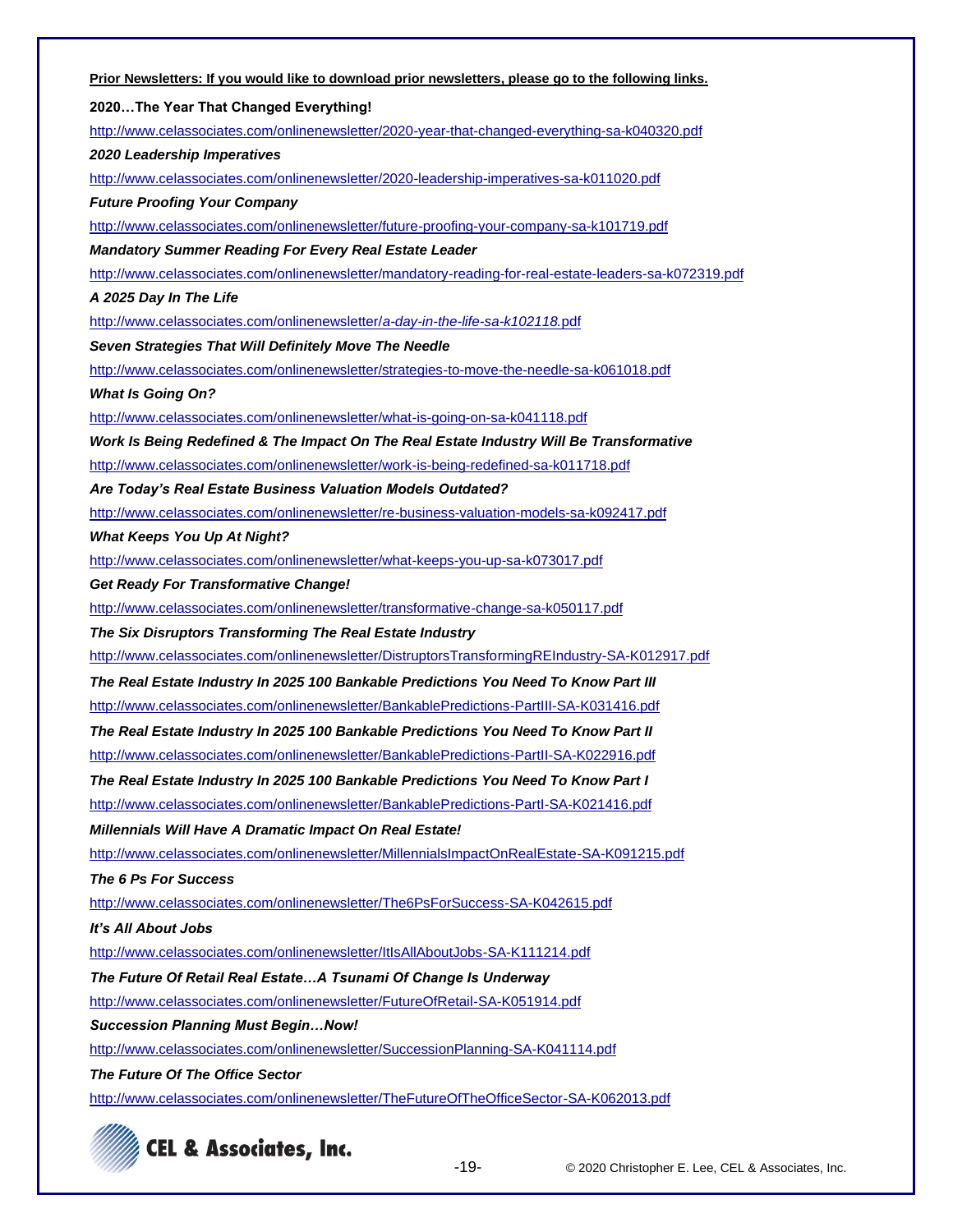**Prior Newsletters: If you would like to download prior newsletters, please go to the following links.**

**2020…The Year That Changed Everything!**

http://www.celassociates.com/onlinenewsletter/2020-year-that-changed-everything-sa-k040320.pdf

***2020 Leadership Imperatives***

http://www.celassociates.com/onlinenewsletter/2020-leadership-imperatives-sa-k011020.pdf

***Future Proofing Your Company***

http://www.celassociates.com/onlinenewsletter/future-proofing-your-company-sa-k101719.pdf

***Mandatory Summer Reading For Every Real Estate Leader***

http://www.celassociates.com/onlinenewsletter/mandatory-reading-for-real-estate-leaders-sa-k072319.pdf

***A 2025 Day In The Life***

http://www.celassociates.com/onlinenewsletter/a-day-in-the-life-sa-k102118.pdf

***Seven Strategies That Will Definitely Move The Needle***

http://www.celassociates.com/onlinenewsletter/strategies-to-move-the-needle-sa-k061018.pdf

***What Is Going On?***

http://www.celassociates.com/onlinenewsletter/what-is-going-on-sa-k041118.pdf

***Work Is Being Redefined & The Impact On The Real Estate Industry Will Be Transformative***

http://www.celassociates.com/onlinenewsletter/work-is-being-redefined-sa-k011718.pdf

***Are Today's Real Estate Business Valuation Models Outdated?***

http://www.celassociates.com/onlinenewsletter/re-business-valuation-models-sa-k092417.pdf

***What Keeps You Up At Night?***

http://www.celassociates.com/onlinenewsletter/what-keeps-you-up-sa-k073017.pdf

***Get Ready For Transformative Change!***

http://www.celassociates.com/onlinenewsletter/transformative-change-sa-k050117.pdf

***The Six Disruptors Transforming The Real Estate Industry***

http://www.celassociates.com/onlinenewsletter/DistruptorsTransformingREIndustry-SA-K012917.pdf

***The Real Estate Industry In 2025 100 Bankable Predictions You Need To Know Part III***

http://www.celassociates.com/onlinenewsletter/BankablePredictions-PartIII-SA-K031416.pdf

***The Real Estate Industry In 2025 100 Bankable Predictions You Need To Know Part II***

http://www.celassociates.com/onlinenewsletter/BankablePredictions-PartII-SA-K022916.pdf

***The Real Estate Industry In 2025 100 Bankable Predictions You Need To Know Part I***

http://www.celassociates.com/onlinenewsletter/BankablePredictions-PartI-SA-K021416.pdf

***Millennials Will Have A Dramatic Impact On Real Estate!***

http://www.celassociates.com/onlinenewsletter/MillennialsImpactOnRealEstate-SA-K091215.pdf

***The 6 Ps For Success***

http://www.celassociates.com/onlinenewsletter/The6PsForSuccess-SA-K042615.pdf

***It's All About Jobs***

http://www.celassociates.com/onlinenewsletter/ItIsAllAboutJobs-SA-K111214.pdf

***The Future Of Retail Real Estate…A Tsunami Of Change Is Underway***

http://www.celassociates.com/onlinenewsletter/FutureOfRetail-SA-K051914.pdf

***Succession Planning Must Begin…Now!***

http://www.celassociates.com/onlinenewsletter/SuccessionPlanning-SA-K041114.pdf

***The Future Of The Office Sector***

http://www.celassociates.com/onlinenewsletter/TheFutureOfTheOfficeSector-SA-K062013.pdf

CEL & Associates, Inc.

© 2020 Christopher E. Lee, CEL & Associates, Inc.